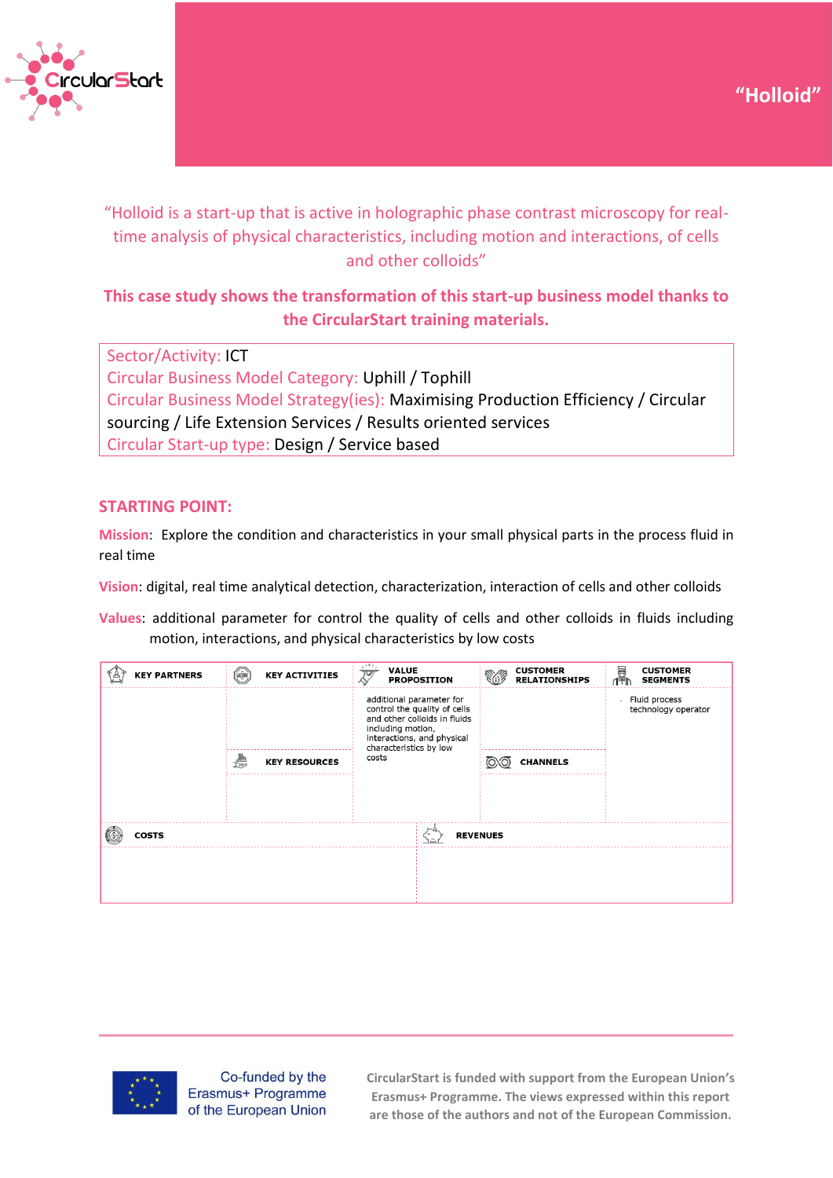# "Holloid"

"Holloid is a start-up that is active in holographic phase contrast microscopy for real-time analysis of physical characteristics, including motion and interactions, of cells and other colloids"

**This case study shows the transformation of this start-up business model thanks to the CircularStart training materials.**

| |
|---|
| Sector/Activity: ICT<br>Circular Business Model Category: Uphill / Tophill<br>Circular Business Model Strategy(ies): Maximising Production Efficiency / Circular sourcing / Life Extension Services / Results oriented services<br>Circular Start-up type: Design / Service based |

## STARTING POINT:

**Mission**: Explore the condition and characteristics in your small physical parts in the process fluid in real time

**Vision**: digital, real time analytical detection, characterization, interaction of cells and other colloids

**Values**: additional parameter for control the quality of cells and other colloids in fluids including motion, interactions, and physical characteristics by low costs

| KEY PARTNERS | KEY ACTIVITIES | VALUE PROPOSITION | CUSTOMER RELATIONSHIPS | CUSTOMER SEGMENTS |
|---|---|---|---|---|
| | | additional parameter for control the quality of cells and other colloids in fluids including motion, interactions, and physical characteristics by low costs | | - Fluid process technology operator |
| | KEY RESOURCES | | CHANNELS | |
| | | | | |
| COSTS | | | REVENUES | |
| | | | | |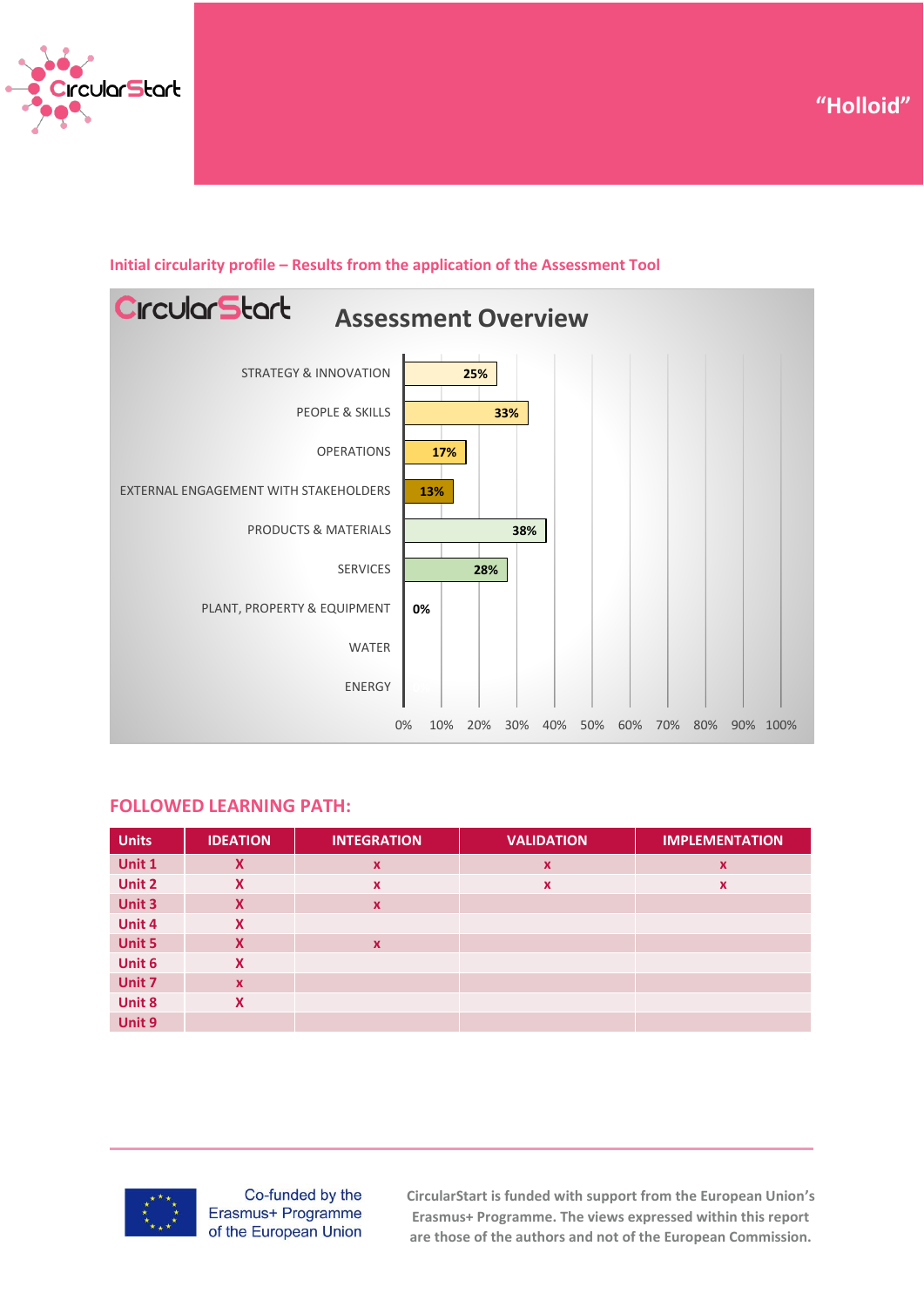“Holloid”

## Initial circularity profile – Results from the application of the Assessment Tool

**Assessment Overview**

| Area | Score |
|---|---|
| STRATEGY & INNOVATION | 25% |
| PEOPLE & SKILLS | 33% |
| OPERATIONS | 17% |
| EXTERNAL ENGAGEMENT WITH STAKEHOLDERS | 13% |
| PRODUCTS & MATERIALS | 38% |
| SERVICES | 28% |
| PLANT, PROPERTY & EQUIPMENT | 0% |
| WATER | |
| ENERGY | |

## FOLLOWED LEARNING PATH:

| Units | IDEATION | INTEGRATION | VALIDATION | IMPLEMENTATION |
|---|---|---|---|---|
| Unit 1 | X | x | x | x |
| Unit 2 | X | x | x | x |
| Unit 3 | X | x | | |
| Unit 4 | X | | | |
| Unit 5 | X | x | | |
| Unit 6 | X | | | |
| Unit 7 | x | | | |
| Unit 8 | X | | | |
| Unit 9 | | | | |

Co-funded by the Erasmus+ Programme of the European Union

CircularStart is funded with support from the European Union’s Erasmus+ Programme. The views expressed within this report are those of the authors and not of the European Commission.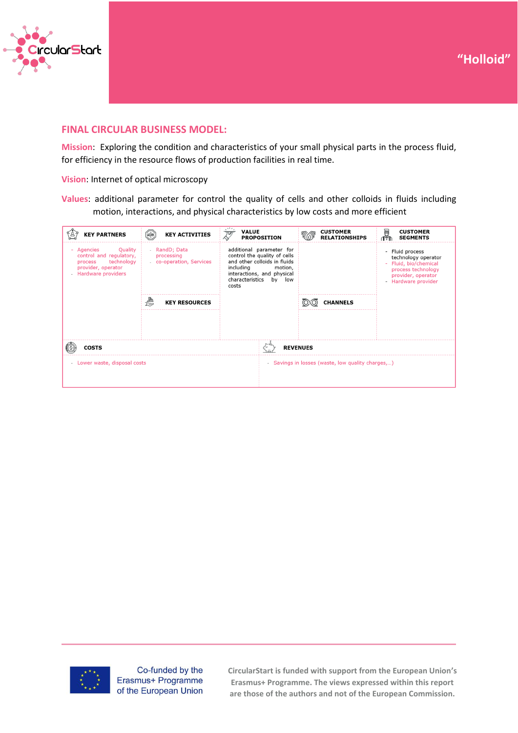"Holloid"

## FINAL CIRCULAR BUSINESS MODEL:

**Mission**: Exploring the condition and characteristics of your small physical parts in the process fluid, for efficiency in the resource flows of production facilities in real time.

**Vision**: Internet of optical microscopy

**Values**: additional parameter for control the quality of cells and other colloids in fluids including motion, interactions, and physical characteristics by low costs and more efficient

| KEY PARTNERS | KEY ACTIVITIES | VALUE PROPOSITION | CUSTOMER RELATIONSHIPS | CUSTOMER SEGMENTS |
|---|---|---|---|---|
| - Agencies Quality control and regulatory, process technology provider, operator<br>- Hardware providers | - RandD; Data processing<br>- co-operation, Services | additional parameter for control the quality of cells and other colloids in fluids including motion, interactions, and physical characteristics by low costs | | - Fluid process technology operator<br>- Fluid, bio/chemical process technology provider, operator<br>- Hardware provider |
| | **KEY RESOURCES** | | **CHANNELS** | |
| | | | | |

| COSTS | REVENUES |
|---|---|
| - Lower waste, disposal costs | - Savings in losses (waste, low quality charges,...) |

Co-funded by the Erasmus+ Programme of the European Union

CircularStart is funded with support from the European Union's Erasmus+ Programme. The views expressed within this report are those of the authors and not of the European Commission.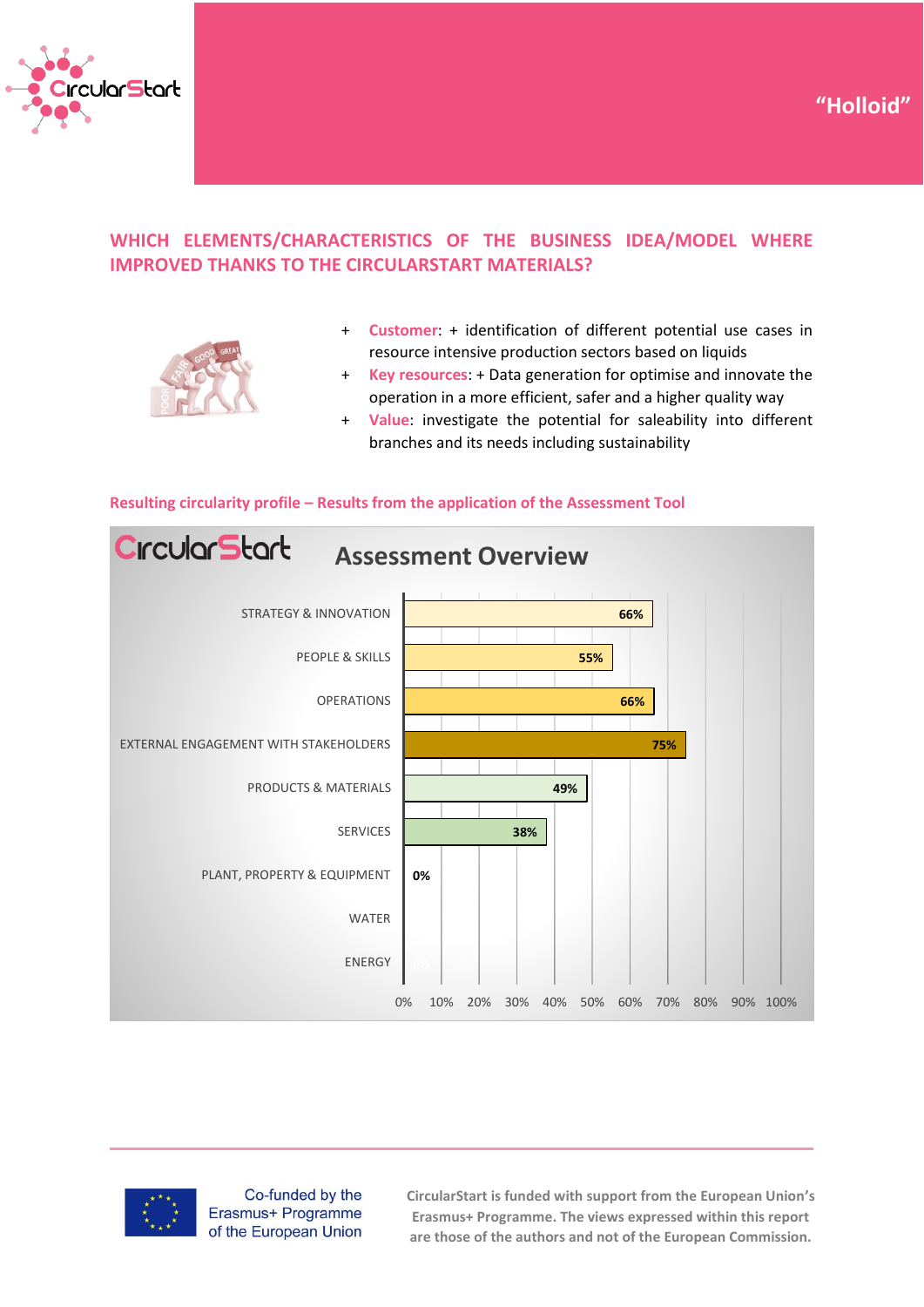**"Holloid"**

## WHICH ELEMENTS/CHARACTERISTICS OF THE BUSINESS IDEA/MODEL WHERE IMPROVED THANKS TO THE CIRCULARSTART MATERIALS?

- **Customer**: + identification of different potential use cases in resource intensive production sectors based on liquids
- **Key resources**: + Data generation for optimise and innovate the operation in a more efficient, safer and a higher quality way
- **Value**: investigate the potential for saleability into different branches and its needs including sustainability

### Resulting circularity profile – Results from the application of the Assessment Tool

**CircularStart – Assessment Overview**

| Area | Score |
|---|---|
| STRATEGY & INNOVATION | 66% |
| PEOPLE & SKILLS | 55% |
| OPERATIONS | 66% |
| EXTERNAL ENGAGEMENT WITH STAKEHOLDERS | 75% |
| PRODUCTS & MATERIALS | 49% |
| SERVICES | 38% |
| PLANT, PROPERTY & EQUIPMENT | 0% |
| WATER | |
| ENERGY | |

Co-funded by the Erasmus+ Programme of the European Union

CircularStart is funded with support from the European Union's Erasmus+ Programme. The views expressed within this report are those of the authors and not of the European Commission.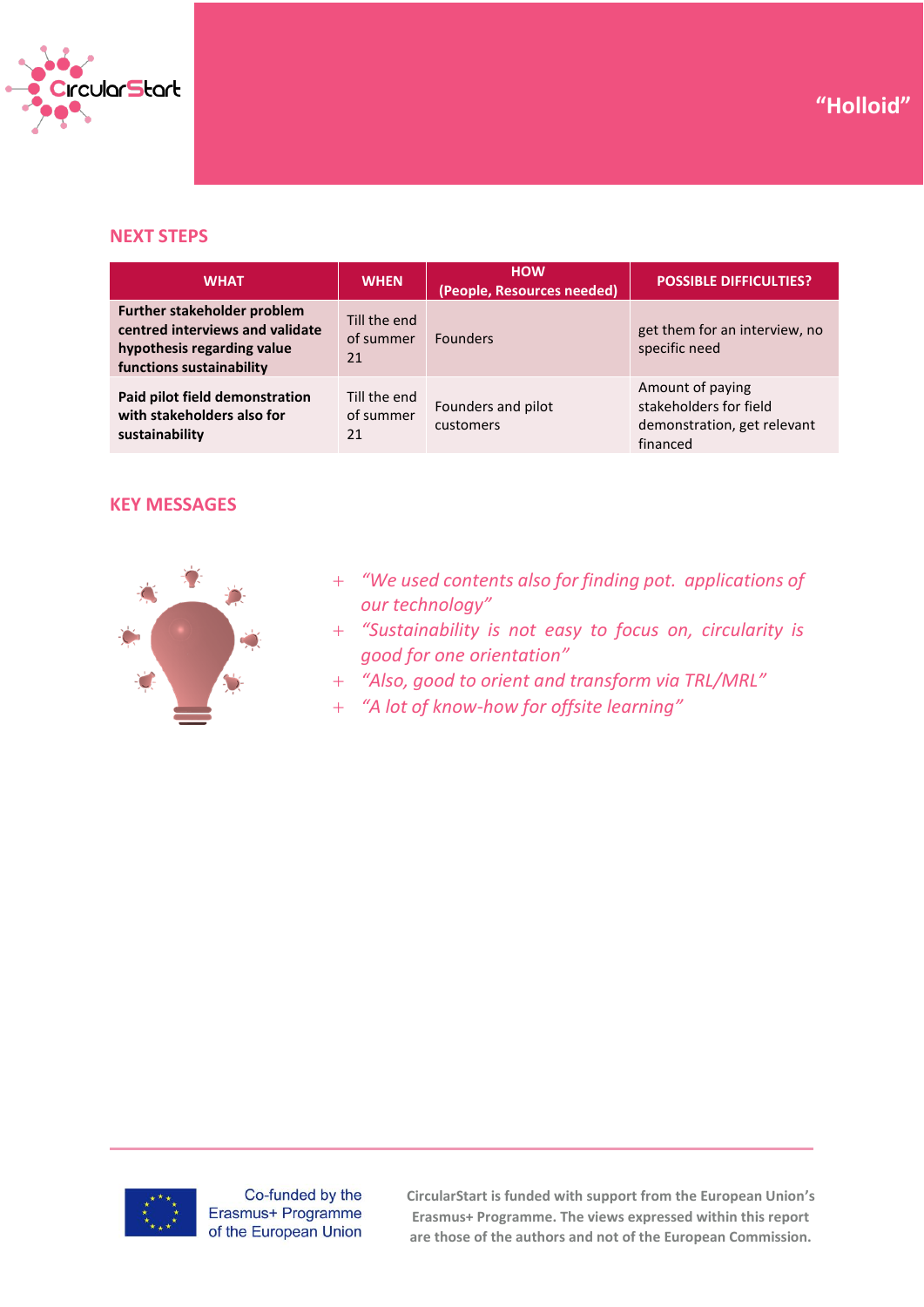“Holloid”

## NEXT STEPS

| WHAT | WHEN | HOW (People, Resources needed) | POSSIBLE DIFFICULTIES? |
|---|---|---|---|
| **Further stakeholder problem centred interviews and validate hypothesis regarding value functions sustainability** | Till the end of summer 21 | Founders | get them for an interview, no specific need |
| **Paid pilot field demonstration with stakeholders also for sustainability** | Till the end of summer 21 | Founders and pilot customers | Amount of paying stakeholders for field demonstration, get relevant financed |

## KEY MESSAGES

- *“We used contents also for finding pot. applications of our technology”*
- *“Sustainability is not easy to focus on, circularity is good for one orientation”*
- *“Also, good to orient and transform via TRL/MRL”*
- *“A lot of know-how for offsite learning”*

Co-funded by the Erasmus+ Programme of the European Union

CircularStart is funded with support from the European Union’s Erasmus+ Programme. The views expressed within this report are those of the authors and not of the European Commission.